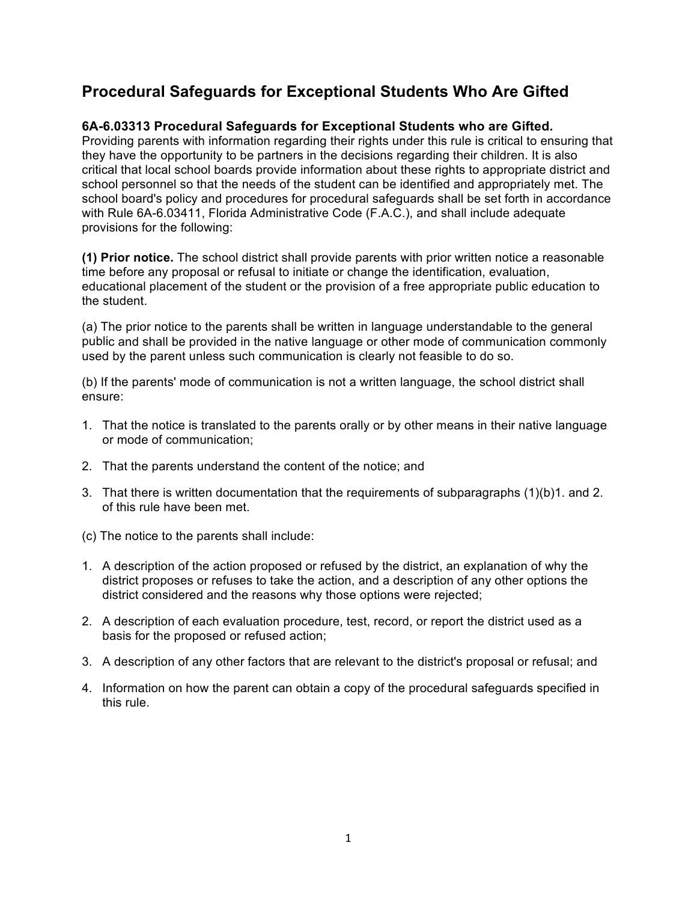# Procedural Safeguards for Exceptional Students Who Are Gifted

**6A-6.03313 Procedural Safeguards for Exceptional Students who are Gifted.** Providing parents with information regarding their rights under this rule is critical to ensuring that they have the opportunity to be partners in the decisions regarding their children. It is also critical that local school boards provide information about these rights to appropriate district and school personnel so that the needs of the student can be identified and appropriately met. The school board's policy and procedures for procedural safeguards shall be set forth in accordance with Rule 6A-6.03411, Florida Administrative Code (F.A.C.), and shall include adequate provisions for the following:

**(1) Prior notice.** The school district shall provide parents with prior written notice a reasonable time before any proposal or refusal to initiate or change the identification, evaluation, educational placement of the student or the provision of a free appropriate public education to the student.

(a) The prior notice to the parents shall be written in language understandable to the general public and shall be provided in the native language or other mode of communication commonly used by the parent unless such communication is clearly not feasible to do so.

(b) If the parents' mode of communication is not a written language, the school district shall ensure:

1. That the notice is translated to the parents orally or by other means in their native language or mode of communication;
2. That the parents understand the content of the notice; and
3. That there is written documentation that the requirements of subparagraphs (1)(b)1. and 2. of this rule have been met.

(c) The notice to the parents shall include:

1. A description of the action proposed or refused by the district, an explanation of why the district proposes or refuses to take the action, and a description of any other options the district considered and the reasons why those options were rejected;
2. A description of each evaluation procedure, test, record, or report the district used as a basis for the proposed or refused action;
3. A description of any other factors that are relevant to the district's proposal or refusal; and
4. Information on how the parent can obtain a copy of the procedural safeguards specified in this rule.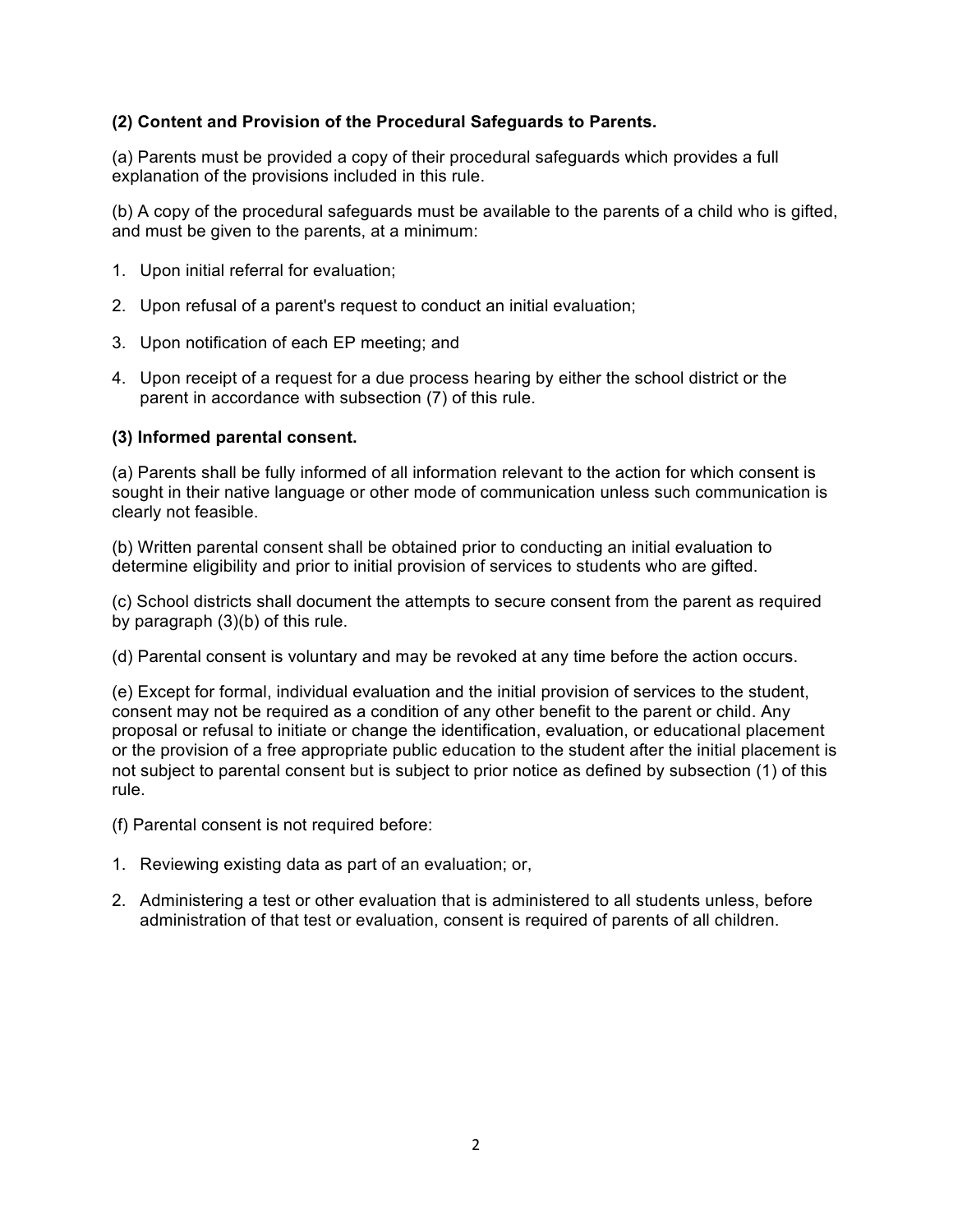**(2) Content and Provision of the Procedural Safeguards to Parents.**

(a) Parents must be provided a copy of their procedural safeguards which provides a full explanation of the provisions included in this rule.

(b) A copy of the procedural safeguards must be available to the parents of a child who is gifted, and must be given to the parents, at a minimum:

1. Upon initial referral for evaluation;
2. Upon refusal of a parent's request to conduct an initial evaluation;
3. Upon notification of each EP meeting; and
4. Upon receipt of a request for a due process hearing by either the school district or the parent in accordance with subsection (7) of this rule.

**(3) Informed parental consent.**

(a) Parents shall be fully informed of all information relevant to the action for which consent is sought in their native language or other mode of communication unless such communication is clearly not feasible.

(b) Written parental consent shall be obtained prior to conducting an initial evaluation to determine eligibility and prior to initial provision of services to students who are gifted.

(c) School districts shall document the attempts to secure consent from the parent as required by paragraph (3)(b) of this rule.

(d) Parental consent is voluntary and may be revoked at any time before the action occurs.

(e) Except for formal, individual evaluation and the initial provision of services to the student, consent may not be required as a condition of any other benefit to the parent or child. Any proposal or refusal to initiate or change the identification, evaluation, or educational placement or the provision of a free appropriate public education to the student after the initial placement is not subject to parental consent but is subject to prior notice as defined by subsection (1) of this rule.

(f) Parental consent is not required before:

1. Reviewing existing data as part of an evaluation; or,
2. Administering a test or other evaluation that is administered to all students unless, before administration of that test or evaluation, consent is required of parents of all children.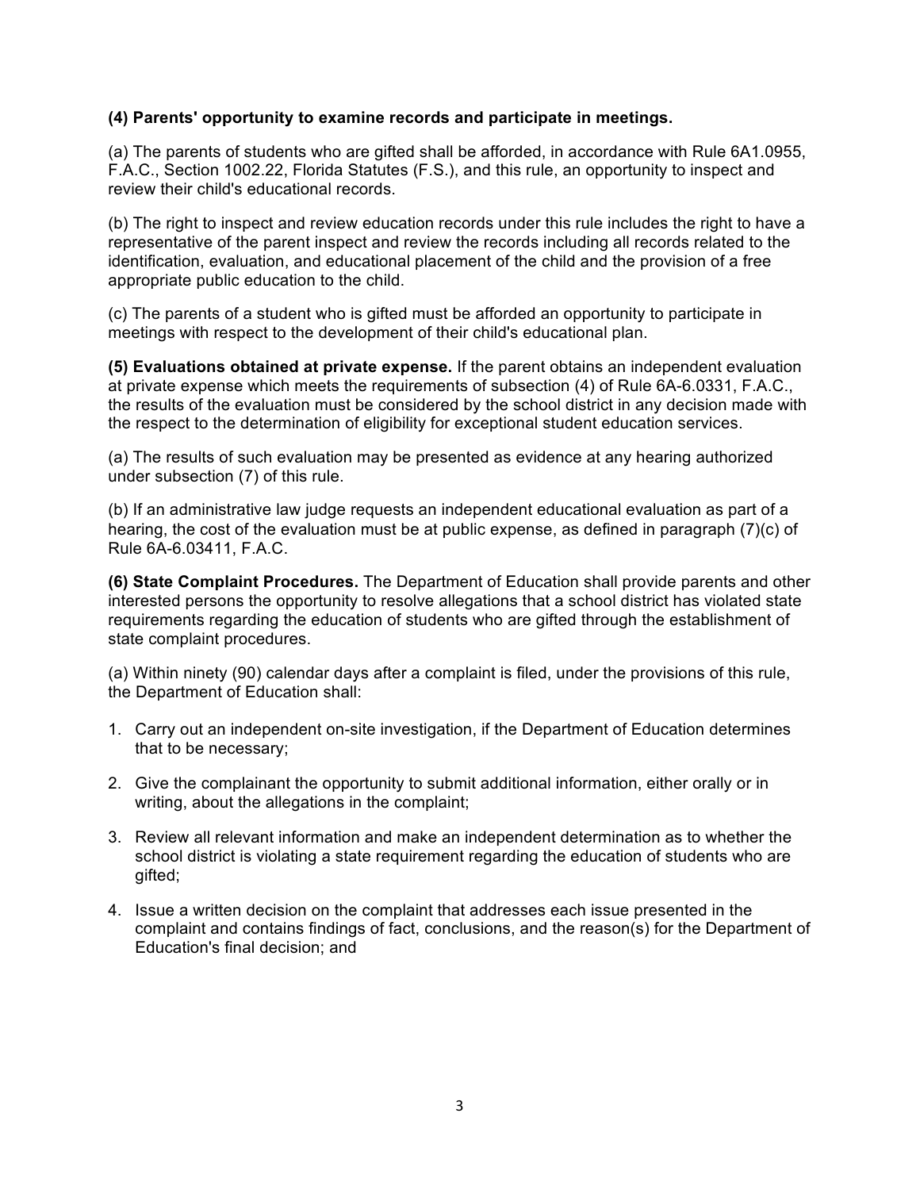**(4) Parents' opportunity to examine records and participate in meetings.**

(a) The parents of students who are gifted shall be afforded, in accordance with Rule 6A1.0955, F.A.C., Section 1002.22, Florida Statutes (F.S.), and this rule, an opportunity to inspect and review their child's educational records.

(b) The right to inspect and review education records under this rule includes the right to have a representative of the parent inspect and review the records including all records related to the identification, evaluation, and educational placement of the child and the provision of a free appropriate public education to the child.

(c) The parents of a student who is gifted must be afforded an opportunity to participate in meetings with respect to the development of their child's educational plan.

**(5) Evaluations obtained at private expense.** If the parent obtains an independent evaluation at private expense which meets the requirements of subsection (4) of Rule 6A-6.0331, F.A.C., the results of the evaluation must be considered by the school district in any decision made with the respect to the determination of eligibility for exceptional student education services.

(a) The results of such evaluation may be presented as evidence at any hearing authorized under subsection (7) of this rule.

(b) If an administrative law judge requests an independent educational evaluation as part of a hearing, the cost of the evaluation must be at public expense, as defined in paragraph (7)(c) of Rule 6A-6.03411, F.A.C.

**(6) State Complaint Procedures.** The Department of Education shall provide parents and other interested persons the opportunity to resolve allegations that a school district has violated state requirements regarding the education of students who are gifted through the establishment of state complaint procedures.

(a) Within ninety (90) calendar days after a complaint is filed, under the provisions of this rule, the Department of Education shall:

1. Carry out an independent on-site investigation, if the Department of Education determines that to be necessary;
2. Give the complainant the opportunity to submit additional information, either orally or in writing, about the allegations in the complaint;
3. Review all relevant information and make an independent determination as to whether the school district is violating a state requirement regarding the education of students who are gifted;
4. Issue a written decision on the complaint that addresses each issue presented in the complaint and contains findings of fact, conclusions, and the reason(s) for the Department of Education's final decision; and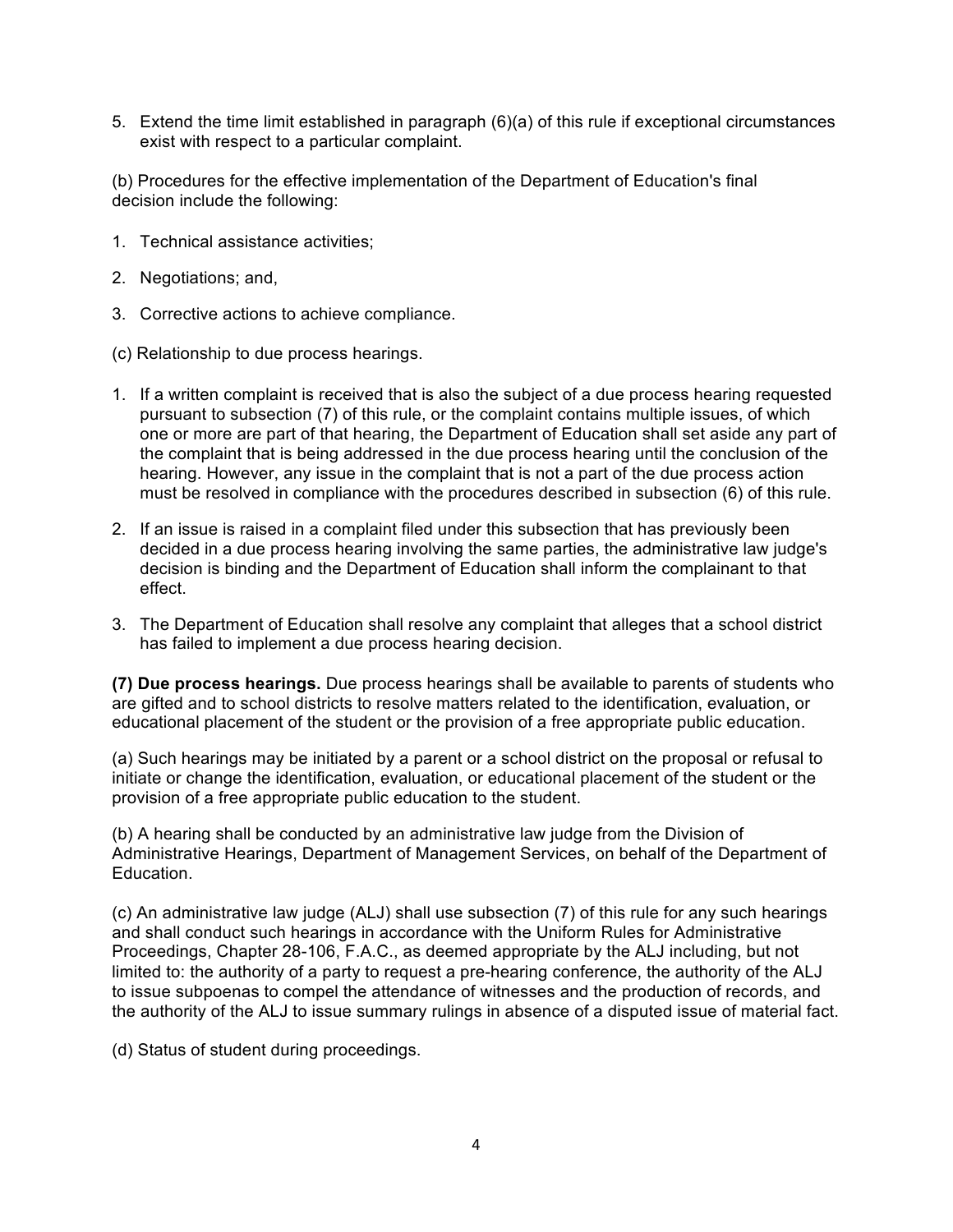5. Extend the time limit established in paragraph (6)(a) of this rule if exceptional circumstances exist with respect to a particular complaint.

(b) Procedures for the effective implementation of the Department of Education's final decision include the following:

1. Technical assistance activities;

2. Negotiations; and,

3. Corrective actions to achieve compliance.

(c) Relationship to due process hearings.

1. If a written complaint is received that is also the subject of a due process hearing requested pursuant to subsection (7) of this rule, or the complaint contains multiple issues, of which one or more are part of that hearing, the Department of Education shall set aside any part of the complaint that is being addressed in the due process hearing until the conclusion of the hearing. However, any issue in the complaint that is not a part of the due process action must be resolved in compliance with the procedures described in subsection (6) of this rule.

2. If an issue is raised in a complaint filed under this subsection that has previously been decided in a due process hearing involving the same parties, the administrative law judge's decision is binding and the Department of Education shall inform the complainant to that effect.

3. The Department of Education shall resolve any complaint that alleges that a school district has failed to implement a due process hearing decision.

**(7) Due process hearings.** Due process hearings shall be available to parents of students who are gifted and to school districts to resolve matters related to the identification, evaluation, or educational placement of the student or the provision of a free appropriate public education.

(a) Such hearings may be initiated by a parent or a school district on the proposal or refusal to initiate or change the identification, evaluation, or educational placement of the student or the provision of a free appropriate public education to the student.

(b) A hearing shall be conducted by an administrative law judge from the Division of Administrative Hearings, Department of Management Services, on behalf of the Department of Education.

(c) An administrative law judge (ALJ) shall use subsection (7) of this rule for any such hearings and shall conduct such hearings in accordance with the Uniform Rules for Administrative Proceedings, Chapter 28-106, F.A.C., as deemed appropriate by the ALJ including, but not limited to: the authority of a party to request a pre-hearing conference, the authority of the ALJ to issue subpoenas to compel the attendance of witnesses and the production of records, and the authority of the ALJ to issue summary rulings in absence of a disputed issue of material fact.

(d) Status of student during proceedings.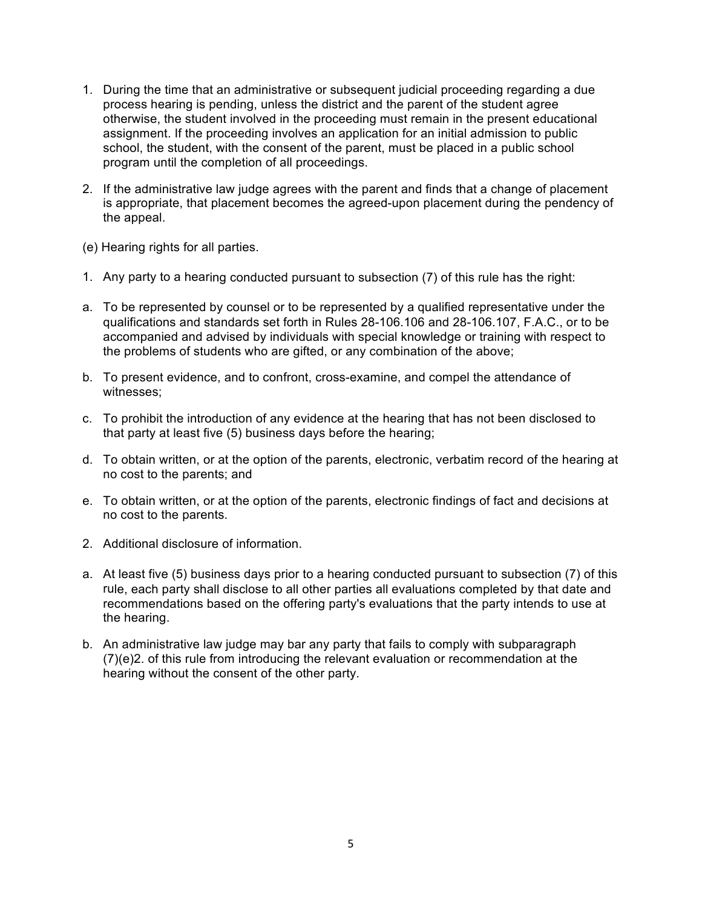1. During the time that an administrative or subsequent judicial proceeding regarding a due process hearing is pending, unless the district and the parent of the student agree otherwise, the student involved in the proceeding must remain in the present educational assignment. If the proceeding involves an application for an initial admission to public school, the student, with the consent of the parent, must be placed in a public school program until the completion of all proceedings.

2. If the administrative law judge agrees with the parent and finds that a change of placement is appropriate, that placement becomes the agreed-upon placement during the pendency of the appeal.

(e) Hearing rights for all parties.

1. Any party to a hearing conducted pursuant to subsection (7) of this rule has the right:

a. To be represented by counsel or to be represented by a qualified representative under the qualifications and standards set forth in Rules 28-106.106 and 28-106.107, F.A.C., or to be accompanied and advised by individuals with special knowledge or training with respect to the problems of students who are gifted, or any combination of the above;

b. To present evidence, and to confront, cross-examine, and compel the attendance of witnesses;

c. To prohibit the introduction of any evidence at the hearing that has not been disclosed to that party at least five (5) business days before the hearing;

d. To obtain written, or at the option of the parents, electronic, verbatim record of the hearing at no cost to the parents; and

e. To obtain written, or at the option of the parents, electronic findings of fact and decisions at no cost to the parents.

2. Additional disclosure of information.

a. At least five (5) business days prior to a hearing conducted pursuant to subsection (7) of this rule, each party shall disclose to all other parties all evaluations completed by that date and recommendations based on the offering party's evaluations that the party intends to use at the hearing.

b. An administrative law judge may bar any party that fails to comply with subparagraph (7)(e)2. of this rule from introducing the relevant evaluation or recommendation at the hearing without the consent of the other party.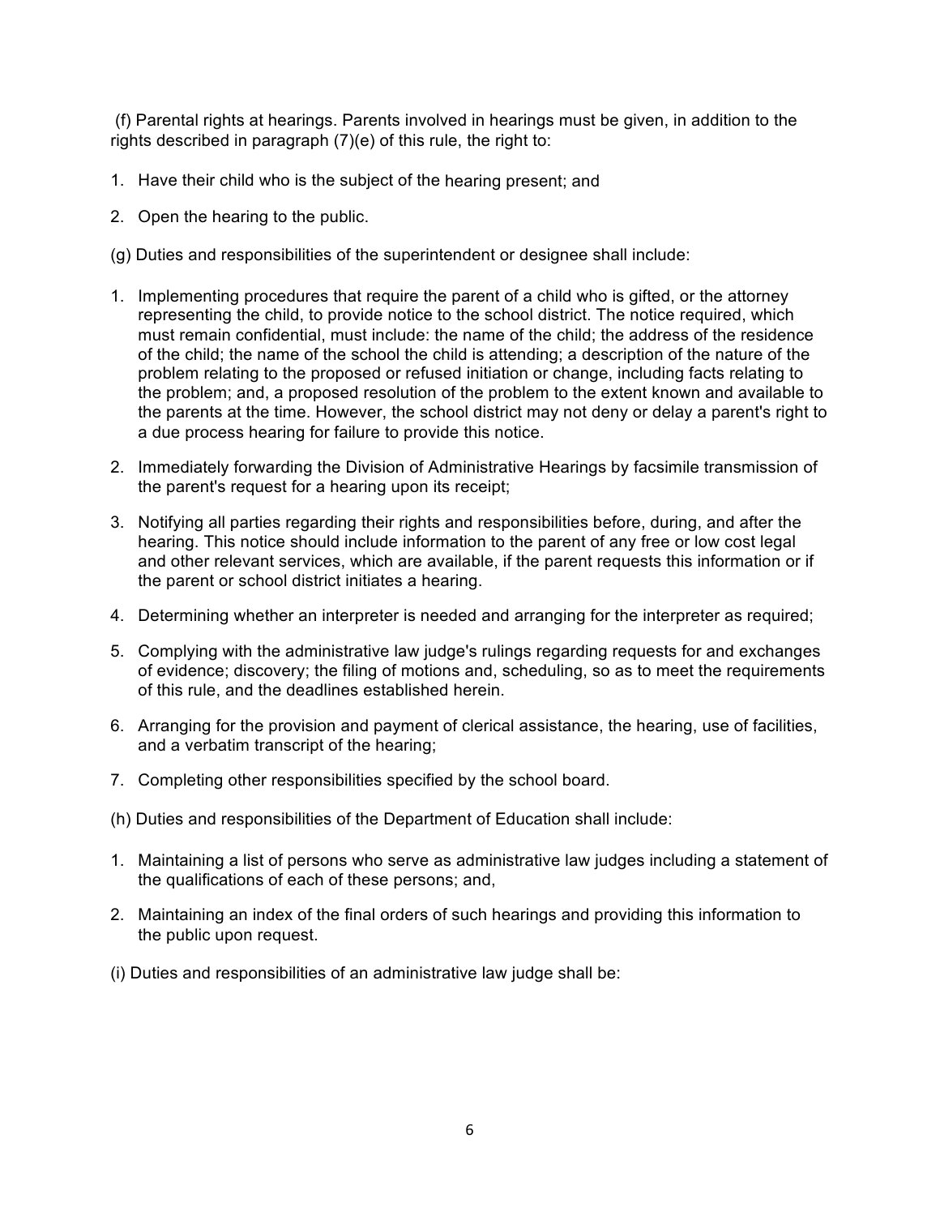(f) Parental rights at hearings. Parents involved in hearings must be given, in addition to the rights described in paragraph (7)(e) of this rule, the right to:

1. Have their child who is the subject of the hearing present; and
2. Open the hearing to the public.

(g) Duties and responsibilities of the superintendent or designee shall include:

1. Implementing procedures that require the parent of a child who is gifted, or the attorney representing the child, to provide notice to the school district. The notice required, which must remain confidential, must include: the name of the child; the address of the residence of the child; the name of the school the child is attending; a description of the nature of the problem relating to the proposed or refused initiation or change, including facts relating to the problem; and, a proposed resolution of the problem to the extent known and available to the parents at the time. However, the school district may not deny or delay a parent's right to a due process hearing for failure to provide this notice.
2. Immediately forwarding the Division of Administrative Hearings by facsimile transmission of the parent's request for a hearing upon its receipt;
3. Notifying all parties regarding their rights and responsibilities before, during, and after the hearing. This notice should include information to the parent of any free or low cost legal and other relevant services, which are available, if the parent requests this information or if the parent or school district initiates a hearing.
4. Determining whether an interpreter is needed and arranging for the interpreter as required;
5. Complying with the administrative law judge's rulings regarding requests for and exchanges of evidence; discovery; the filing of motions and, scheduling, so as to meet the requirements of this rule, and the deadlines established herein.
6. Arranging for the provision and payment of clerical assistance, the hearing, use of facilities, and a verbatim transcript of the hearing;
7. Completing other responsibilities specified by the school board.

(h) Duties and responsibilities of the Department of Education shall include:

1. Maintaining a list of persons who serve as administrative law judges including a statement of the qualifications of each of these persons; and,
2. Maintaining an index of the final orders of such hearings and providing this information to the public upon request.

(i) Duties and responsibilities of an administrative law judge shall be: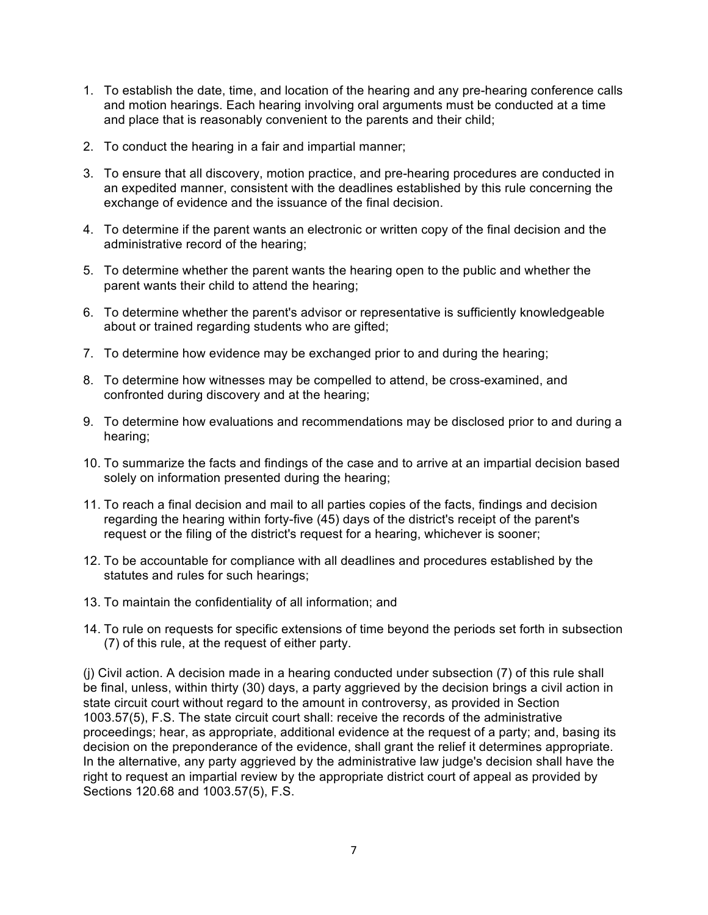1. To establish the date, time, and location of the hearing and any pre-hearing conference calls and motion hearings. Each hearing involving oral arguments must be conducted at a time and place that is reasonably convenient to the parents and their child;
2. To conduct the hearing in a fair and impartial manner;
3. To ensure that all discovery, motion practice, and pre-hearing procedures are conducted in an expedited manner, consistent with the deadlines established by this rule concerning the exchange of evidence and the issuance of the final decision.
4. To determine if the parent wants an electronic or written copy of the final decision and the administrative record of the hearing;
5. To determine whether the parent wants the hearing open to the public and whether the parent wants their child to attend the hearing;
6. To determine whether the parent's advisor or representative is sufficiently knowledgeable about or trained regarding students who are gifted;
7. To determine how evidence may be exchanged prior to and during the hearing;
8. To determine how witnesses may be compelled to attend, be cross-examined, and confronted during discovery and at the hearing;
9. To determine how evaluations and recommendations may be disclosed prior to and during a hearing;
10. To summarize the facts and findings of the case and to arrive at an impartial decision based solely on information presented during the hearing;
11. To reach a final decision and mail to all parties copies of the facts, findings and decision regarding the hearing within forty-five (45) days of the district's receipt of the parent's request or the filing of the district's request for a hearing, whichever is sooner;
12. To be accountable for compliance with all deadlines and procedures established by the statutes and rules for such hearings;
13. To maintain the confidentiality of all information; and
14. To rule on requests for specific extensions of time beyond the periods set forth in subsection (7) of this rule, at the request of either party.

(j) Civil action. A decision made in a hearing conducted under subsection (7) of this rule shall be final, unless, within thirty (30) days, a party aggrieved by the decision brings a civil action in state circuit court without regard to the amount in controversy, as provided in Section 1003.57(5), F.S. The state circuit court shall: receive the records of the administrative proceedings; hear, as appropriate, additional evidence at the request of a party; and, basing its decision on the preponderance of the evidence, shall grant the relief it determines appropriate. In the alternative, any party aggrieved by the administrative law judge's decision shall have the right to request an impartial review by the appropriate district court of appeal as provided by Sections 120.68 and 1003.57(5), F.S.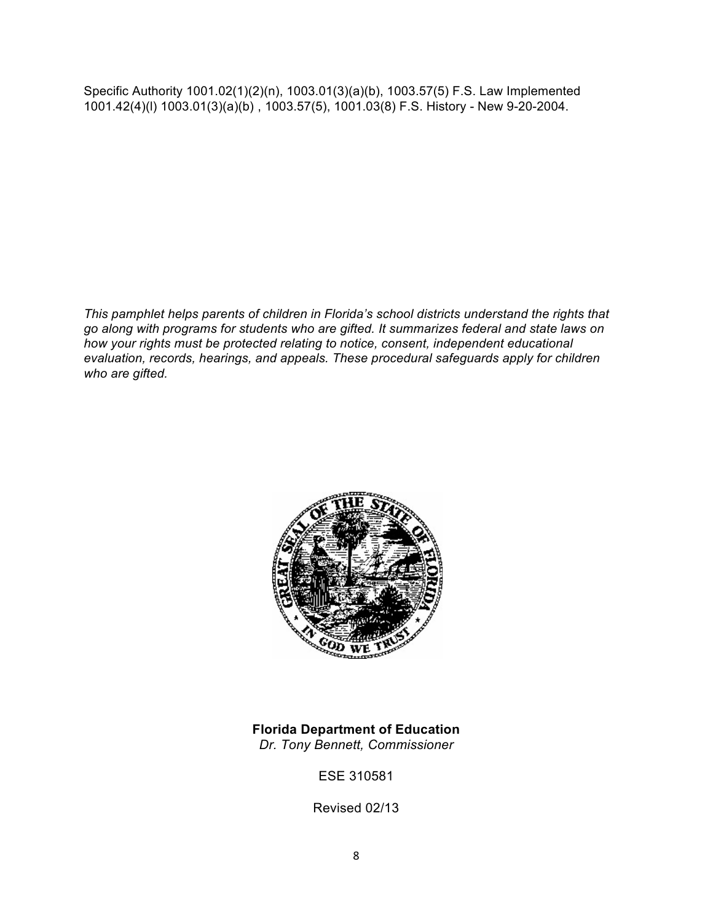Specific Authority 1001.02(1)(2)(n), 1003.01(3)(a)(b), 1003.57(5) F.S. Law Implemented 1001.42(4)(l) 1003.01(3)(a)(b) , 1003.57(5), 1001.03(8) F.S. History - New 9-20-2004.

*This pamphlet helps parents of children in Florida's school districts understand the rights that go along with programs for students who are gifted. It summarizes federal and state laws on how your rights must be protected relating to notice, consent, independent educational evaluation, records, hearings, and appeals. These procedural safeguards apply for children who are gifted.*

**Florida Department of Education**
*Dr. Tony Bennett, Commissioner*

ESE 310581

Revised 02/13